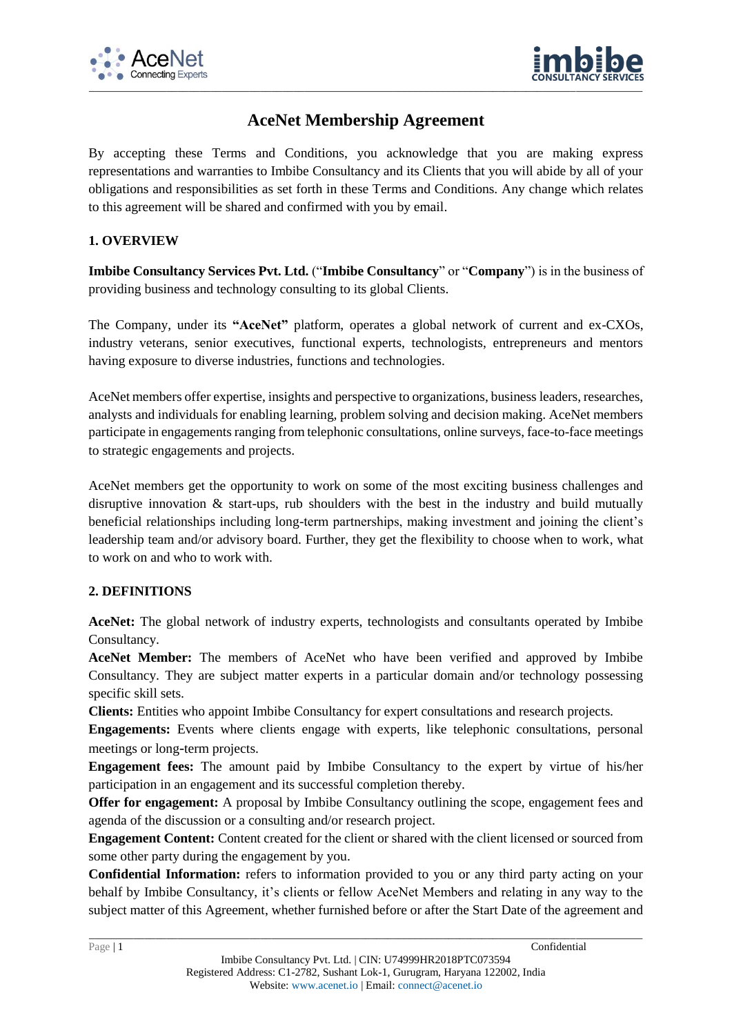# AceNet Membership Agreement

By accepting these Terms and Conditions, you acknowledge that you are making express representations and warranties to Imbibe Consultancy and its Clients that you will abide by all of your obligations and responsibilities as set forth in these Terms and Conditions. Any change which relates to this agreement will be shared and confirmed with you by email.

## 1. OVERVIEW

**Imbibe Consultancy Services Pvt. Ltd.** ("**Imbibe Consultancy**" or "**Company**") is in the business of providing business and technology consulting to its global Clients.

The Company, under its **"AceNet"** platform, operates a global network of current and ex-CXOs, industry veterans, senior executives, functional experts, technologists, entrepreneurs and mentors having exposure to diverse industries, functions and technologies.

AceNet members offer expertise, insights and perspective to organizations, business leaders, researches, analysts and individuals for enabling learning, problem solving and decision making. AceNet members participate in engagements ranging from telephonic consultations, online surveys, face-to-face meetings to strategic engagements and projects.

AceNet members get the opportunity to work on some of the most exciting business challenges and disruptive innovation & start-ups, rub shoulders with the best in the industry and build mutually beneficial relationships including long-term partnerships, making investment and joining the client's leadership team and/or advisory board. Further, they get the flexibility to choose when to work, what to work on and who to work with.

## 2. DEFINITIONS

**AceNet:** The global network of industry experts, technologists and consultants operated by Imbibe Consultancy.

**AceNet Member:** The members of AceNet who have been verified and approved by Imbibe Consultancy. They are subject matter experts in a particular domain and/or technology possessing specific skill sets.

**Clients:** Entities who appoint Imbibe Consultancy for expert consultations and research projects.

**Engagements:** Events where clients engage with experts, like telephonic consultations, personal meetings or long-term projects.

**Engagement fees:** The amount paid by Imbibe Consultancy to the expert by virtue of his/her participation in an engagement and its successful completion thereby.

**Offer for engagement:** A proposal by Imbibe Consultancy outlining the scope, engagement fees and agenda of the discussion or a consulting and/or research project.

**Engagement Content:** Content created for the client or shared with the client licensed or sourced from some other party during the engagement by you.

**Confidential Information:** refers to information provided to you or any third party acting on your behalf by Imbibe Consultancy, it's clients or fellow AceNet Members and relating in any way to the subject matter of this Agreement, whether furnished before or after the Start Date of the agreement and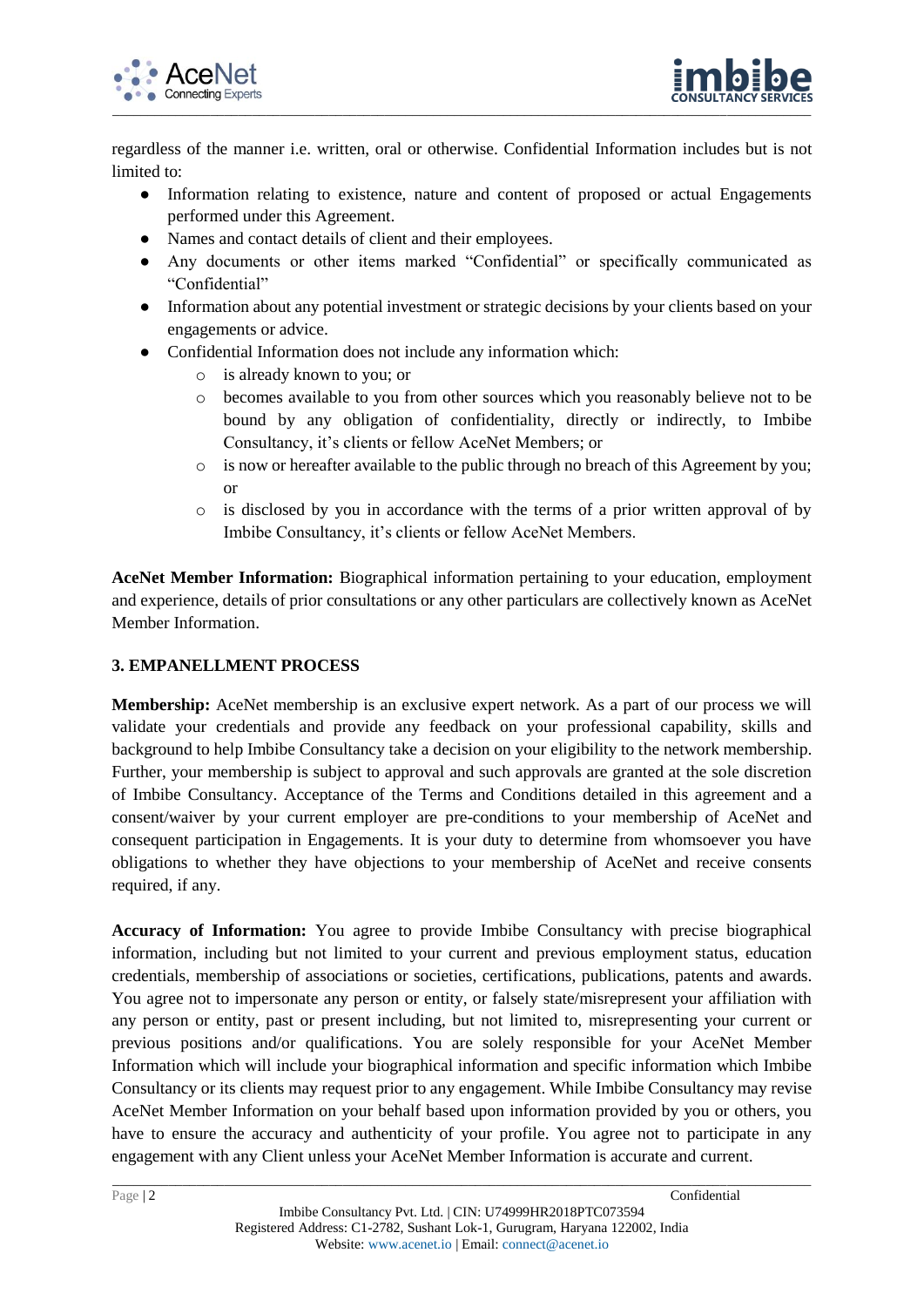regardless of the manner i.e. written, oral or otherwise. Confidential Information includes but is not limited to:

- Information relating to existence, nature and content of proposed or actual Engagements performed under this Agreement.
- Names and contact details of client and their employees.
- Any documents or other items marked "Confidential" or specifically communicated as "Confidential"
- Information about any potential investment or strategic decisions by your clients based on your engagements or advice.
- Confidential Information does not include any information which:
    - is already known to you; or
    - becomes available to you from other sources which you reasonably believe not to be bound by any obligation of confidentiality, directly or indirectly, to Imbibe Consultancy, it's clients or fellow AceNet Members; or
    - is now or hereafter available to the public through no breach of this Agreement by you; or
    - is disclosed by you in accordance with the terms of a prior written approval of by Imbibe Consultancy, it's clients or fellow AceNet Members.

**AceNet Member Information:** Biographical information pertaining to your education, employment and experience, details of prior consultations or any other particulars are collectively known as AceNet Member Information.

## 3. EMPANELLMENT PROCESS

**Membership:** AceNet membership is an exclusive expert network. As a part of our process we will validate your credentials and provide any feedback on your professional capability, skills and background to help Imbibe Consultancy take a decision on your eligibility to the network membership. Further, your membership is subject to approval and such approvals are granted at the sole discretion of Imbibe Consultancy. Acceptance of the Terms and Conditions detailed in this agreement and a consent/waiver by your current employer are pre-conditions to your membership of AceNet and consequent participation in Engagements. It is your duty to determine from whomsoever you have obligations to whether they have objections to your membership of AceNet and receive consents required, if any.

**Accuracy of Information:** You agree to provide Imbibe Consultancy with precise biographical information, including but not limited to your current and previous employment status, education credentials, membership of associations or societies, certifications, publications, patents and awards. You agree not to impersonate any person or entity, or falsely state/misrepresent your affiliation with any person or entity, past or present including, but not limited to, misrepresenting your current or previous positions and/or qualifications. You are solely responsible for your AceNet Member Information which will include your biographical information and specific information which Imbibe Consultancy or its clients may request prior to any engagement. While Imbibe Consultancy may revise AceNet Member Information on your behalf based upon information provided by you or others, you have to ensure the accuracy and authenticity of your profile. You agree not to participate in any engagement with any Client unless your AceNet Member Information is accurate and current.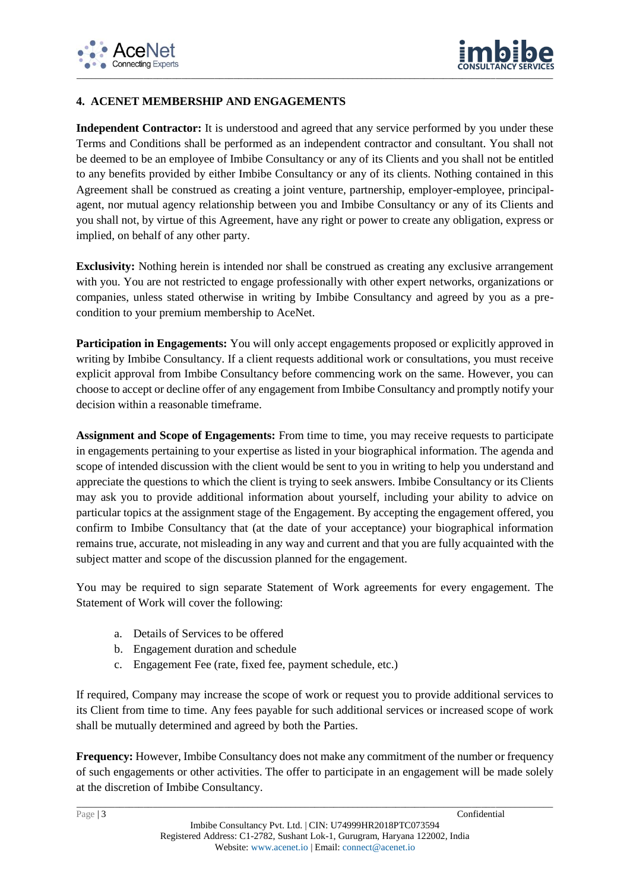## 4. ACENET MEMBERSHIP AND ENGAGEMENTS

**Independent Contractor:** It is understood and agreed that any service performed by you under these Terms and Conditions shall be performed as an independent contractor and consultant. You shall not be deemed to be an employee of Imbibe Consultancy or any of its Clients and you shall not be entitled to any benefits provided by either Imbibe Consultancy or any of its clients. Nothing contained in this Agreement shall be construed as creating a joint venture, partnership, employer-employee, principal-agent, nor mutual agency relationship between you and Imbibe Consultancy or any of its Clients and you shall not, by virtue of this Agreement, have any right or power to create any obligation, express or implied, on behalf of any other party.

**Exclusivity:** Nothing herein is intended nor shall be construed as creating any exclusive arrangement with you. You are not restricted to engage professionally with other expert networks, organizations or companies, unless stated otherwise in writing by Imbibe Consultancy and agreed by you as a pre-condition to your premium membership to AceNet.

**Participation in Engagements:** You will only accept engagements proposed or explicitly approved in writing by Imbibe Consultancy. If a client requests additional work or consultations, you must receive explicit approval from Imbibe Consultancy before commencing work on the same. However, you can choose to accept or decline offer of any engagement from Imbibe Consultancy and promptly notify your decision within a reasonable timeframe.

**Assignment and Scope of Engagements:** From time to time, you may receive requests to participate in engagements pertaining to your expertise as listed in your biographical information. The agenda and scope of intended discussion with the client would be sent to you in writing to help you understand and appreciate the questions to which the client is trying to seek answers. Imbibe Consultancy or its Clients may ask you to provide additional information about yourself, including your ability to advice on particular topics at the assignment stage of the Engagement. By accepting the engagement offered, you confirm to Imbibe Consultancy that (at the date of your acceptance) your biographical information remains true, accurate, not misleading in any way and current and that you are fully acquainted with the subject matter and scope of the discussion planned for the engagement.

You may be required to sign separate Statement of Work agreements for every engagement. The Statement of Work will cover the following:

a. Details of Services to be offered
b. Engagement duration and schedule
c. Engagement Fee (rate, fixed fee, payment schedule, etc.)

If required, Company may increase the scope of work or request you to provide additional services to its Client from time to time. Any fees payable for such additional services or increased scope of work shall be mutually determined and agreed by both the Parties.

**Frequency:** However, Imbibe Consultancy does not make any commitment of the number or frequency of such engagements or other activities. The offer to participate in an engagement will be made solely at the discretion of Imbibe Consultancy.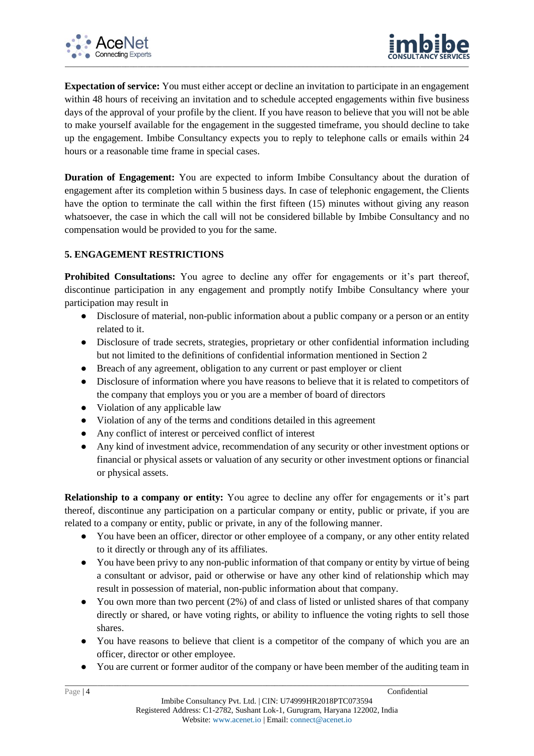**Expectation of service:** You must either accept or decline an invitation to participate in an engagement within 48 hours of receiving an invitation and to schedule accepted engagements within five business days of the approval of your profile by the client. If you have reason to believe that you will not be able to make yourself available for the engagement in the suggested timeframe, you should decline to take up the engagement. Imbibe Consultancy expects you to reply to telephone calls or emails within 24 hours or a reasonable time frame in special cases.

**Duration of Engagement:** You are expected to inform Imbibe Consultancy about the duration of engagement after its completion within 5 business days. In case of telephonic engagement, the Clients have the option to terminate the call within the first fifteen (15) minutes without giving any reason whatsoever, the case in which the call will not be considered billable by Imbibe Consultancy and no compensation would be provided to you for the same.

### 5. ENGAGEMENT RESTRICTIONS

**Prohibited Consultations:** You agree to decline any offer for engagements or it's part thereof, discontinue participation in any engagement and promptly notify Imbibe Consultancy where your participation may result in

- Disclosure of material, non-public information about a public company or a person or an entity related to it.
- Disclosure of trade secrets, strategies, proprietary or other confidential information including but not limited to the definitions of confidential information mentioned in Section 2
- Breach of any agreement, obligation to any current or past employer or client
- Disclosure of information where you have reasons to believe that it is related to competitors of the company that employs you or you are a member of board of directors
- Violation of any applicable law
- Violation of any of the terms and conditions detailed in this agreement
- Any conflict of interest or perceived conflict of interest
- Any kind of investment advice, recommendation of any security or other investment options or financial or physical assets or valuation of any security or other investment options or financial or physical assets.

**Relationship to a company or entity:** You agree to decline any offer for engagements or it's part thereof, discontinue any participation on a particular company or entity, public or private, if you are related to a company or entity, public or private, in any of the following manner.

- You have been an officer, director or other employee of a company, or any other entity related to it directly or through any of its affiliates.
- You have been privy to any non-public information of that company or entity by virtue of being a consultant or advisor, paid or otherwise or have any other kind of relationship which may result in possession of material, non-public information about that company.
- You own more than two percent (2%) of and class of listed or unlisted shares of that company directly or shared, or have voting rights, or ability to influence the voting rights to sell those shares.
- You have reasons to believe that client is a competitor of the company of which you are an officer, director or other employee.
- You are current or former auditor of the company or have been member of the auditing team in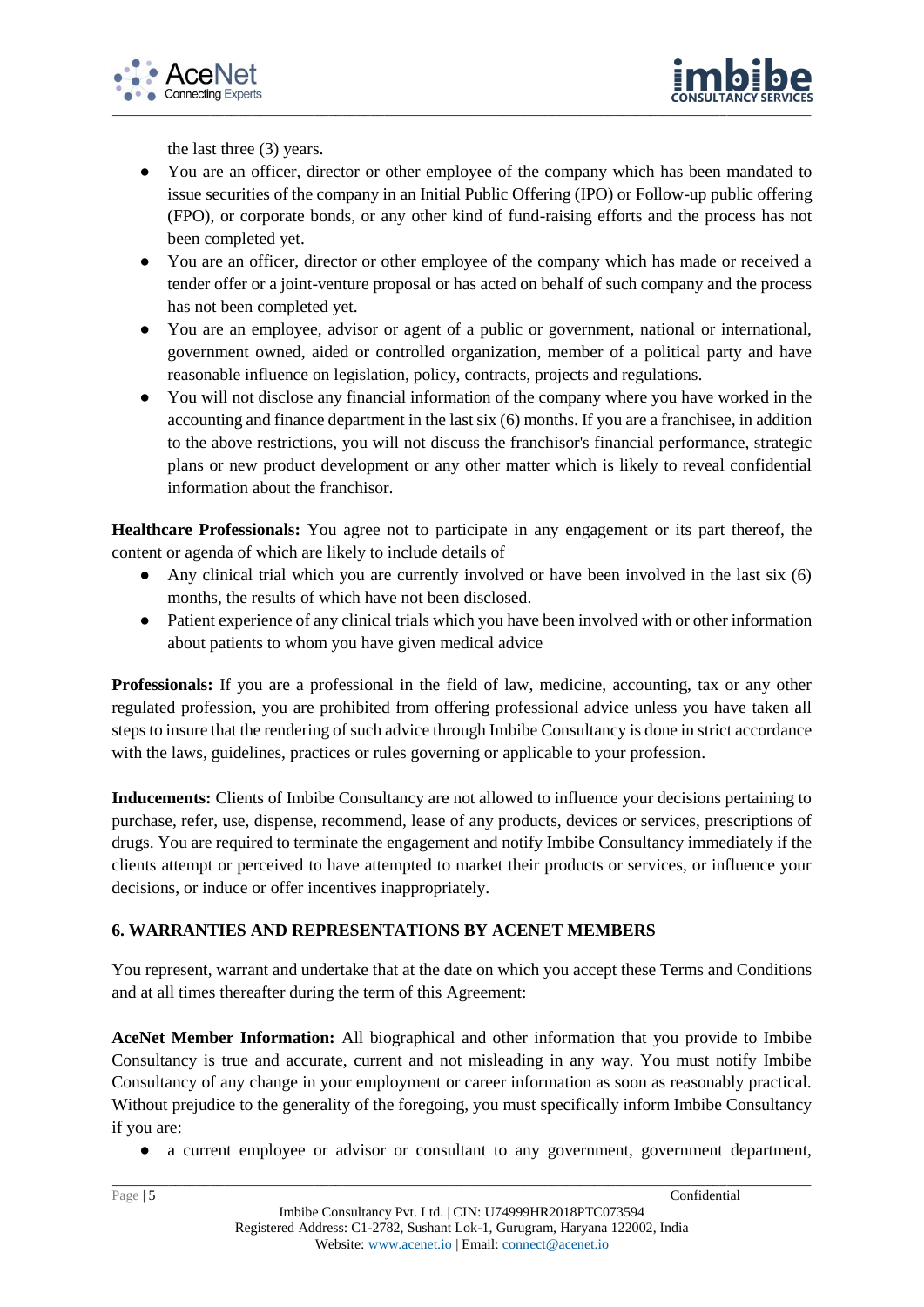the last three (3) years.

- You are an officer, director or other employee of the company which has been mandated to issue securities of the company in an Initial Public Offering (IPO) or Follow-up public offering (FPO), or corporate bonds, or any other kind of fund-raising efforts and the process has not been completed yet.
- You are an officer, director or other employee of the company which has made or received a tender offer or a joint-venture proposal or has acted on behalf of such company and the process has not been completed yet.
- You are an employee, advisor or agent of a public or government, national or international, government owned, aided or controlled organization, member of a political party and have reasonable influence on legislation, policy, contracts, projects and regulations.
- You will not disclose any financial information of the company where you have worked in the accounting and finance department in the last six (6) months. If you are a franchisee, in addition to the above restrictions, you will not discuss the franchisor's financial performance, strategic plans or new product development or any other matter which is likely to reveal confidential information about the franchisor.

**Healthcare Professionals:** You agree not to participate in any engagement or its part thereof, the content or agenda of which are likely to include details of

- Any clinical trial which you are currently involved or have been involved in the last six (6) months, the results of which have not been disclosed.
- Patient experience of any clinical trials which you have been involved with or other information about patients to whom you have given medical advice

**Professionals:** If you are a professional in the field of law, medicine, accounting, tax or any other regulated profession, you are prohibited from offering professional advice unless you have taken all steps to insure that the rendering of such advice through Imbibe Consultancy is done in strict accordance with the laws, guidelines, practices or rules governing or applicable to your profession.

**Inducements:** Clients of Imbibe Consultancy are not allowed to influence your decisions pertaining to purchase, refer, use, dispense, recommend, lease of any products, devices or services, prescriptions of drugs. You are required to terminate the engagement and notify Imbibe Consultancy immediately if the clients attempt or perceived to have attempted to market their products or services, or influence your decisions, or induce or offer incentives inappropriately.

## 6. WARRANTIES AND REPRESENTATIONS BY ACENET MEMBERS

You represent, warrant and undertake that at the date on which you accept these Terms and Conditions and at all times thereafter during the term of this Agreement:

**AceNet Member Information:** All biographical and other information that you provide to Imbibe Consultancy is true and accurate, current and not misleading in any way. You must notify Imbibe Consultancy of any change in your employment or career information as soon as reasonably practical. Without prejudice to the generality of the foregoing, you must specifically inform Imbibe Consultancy if you are:

- a current employee or advisor or consultant to any government, government department,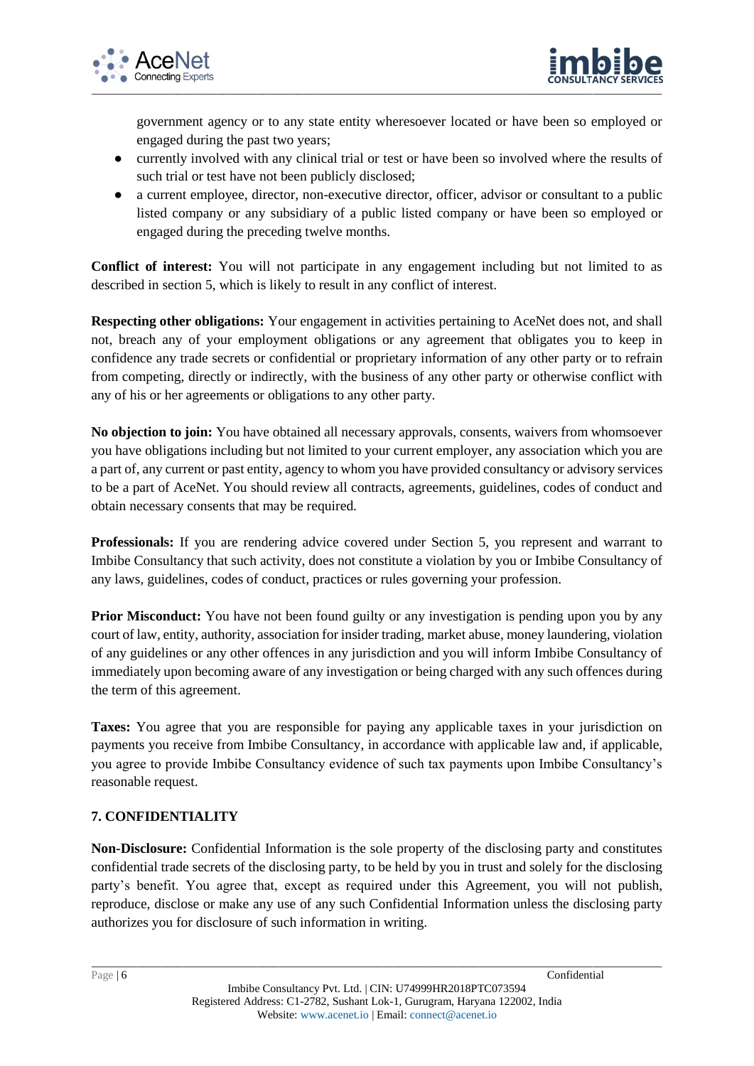government agency or to any state entity wheresoever located or have been so employed or engaged during the past two years;

- currently involved with any clinical trial or test or have been so involved where the results of such trial or test have not been publicly disclosed;
- a current employee, director, non-executive director, officer, advisor or consultant to a public listed company or any subsidiary of a public listed company or have been so employed or engaged during the preceding twelve months.

**Conflict of interest:** You will not participate in any engagement including but not limited to as described in section 5, which is likely to result in any conflict of interest.

**Respecting other obligations:** Your engagement in activities pertaining to AceNet does not, and shall not, breach any of your employment obligations or any agreement that obligates you to keep in confidence any trade secrets or confidential or proprietary information of any other party or to refrain from competing, directly or indirectly, with the business of any other party or otherwise conflict with any of his or her agreements or obligations to any other party.

**No objection to join:** You have obtained all necessary approvals, consents, waivers from whomsoever you have obligations including but not limited to your current employer, any association which you are a part of, any current or past entity, agency to whom you have provided consultancy or advisory services to be a part of AceNet. You should review all contracts, agreements, guidelines, codes of conduct and obtain necessary consents that may be required.

**Professionals:** If you are rendering advice covered under Section 5, you represent and warrant to Imbibe Consultancy that such activity, does not constitute a violation by you or Imbibe Consultancy of any laws, guidelines, codes of conduct, practices or rules governing your profession.

**Prior Misconduct:** You have not been found guilty or any investigation is pending upon you by any court of law, entity, authority, association for insider trading, market abuse, money laundering, violation of any guidelines or any other offences in any jurisdiction and you will inform Imbibe Consultancy of immediately upon becoming aware of any investigation or being charged with any such offences during the term of this agreement.

**Taxes:** You agree that you are responsible for paying any applicable taxes in your jurisdiction on payments you receive from Imbibe Consultancy, in accordance with applicable law and, if applicable, you agree to provide Imbibe Consultancy evidence of such tax payments upon Imbibe Consultancy's reasonable request.

## 7. CONFIDENTIALITY

**Non-Disclosure:** Confidential Information is the sole property of the disclosing party and constitutes confidential trade secrets of the disclosing party, to be held by you in trust and solely for the disclosing party's benefit. You agree that, except as required under this Agreement, you will not publish, reproduce, disclose or make any use of any such Confidential Information unless the disclosing party authorizes you for disclosure of such information in writing.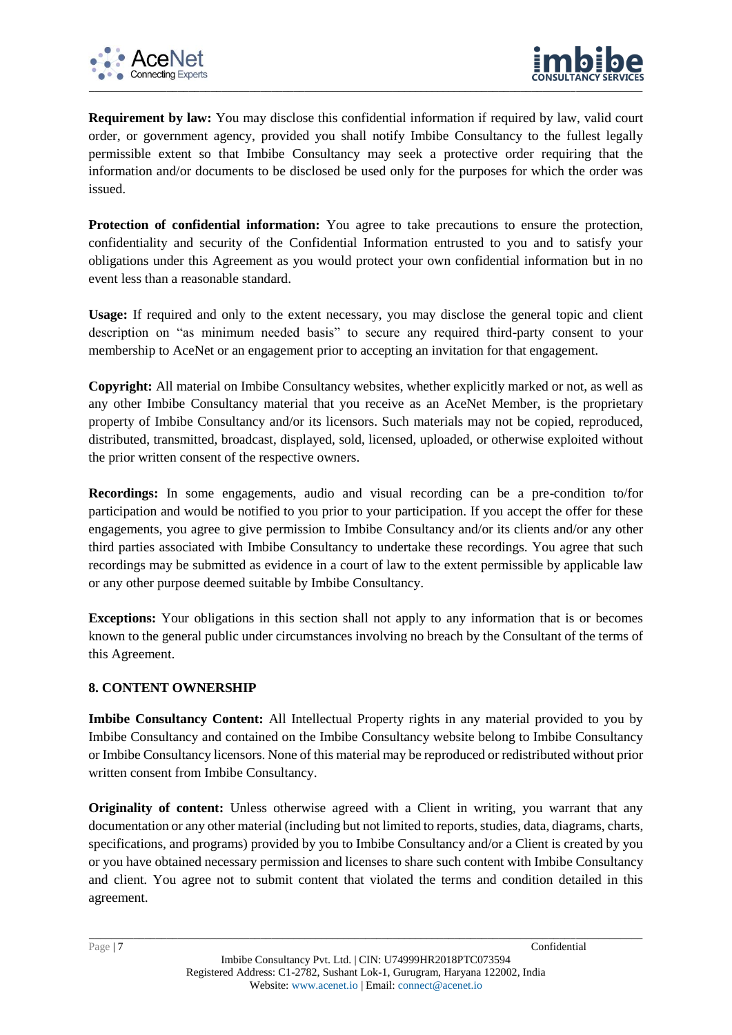**Requirement by law:** You may disclose this confidential information if required by law, valid court order, or government agency, provided you shall notify Imbibe Consultancy to the fullest legally permissible extent so that Imbibe Consultancy may seek a protective order requiring that the information and/or documents to be disclosed be used only for the purposes for which the order was issued.

**Protection of confidential information:** You agree to take precautions to ensure the protection, confidentiality and security of the Confidential Information entrusted to you and to satisfy your obligations under this Agreement as you would protect your own confidential information but in no event less than a reasonable standard.

**Usage:** If required and only to the extent necessary, you may disclose the general topic and client description on "as minimum needed basis" to secure any required third-party consent to your membership to AceNet or an engagement prior to accepting an invitation for that engagement.

**Copyright:** All material on Imbibe Consultancy websites, whether explicitly marked or not, as well as any other Imbibe Consultancy material that you receive as an AceNet Member, is the proprietary property of Imbibe Consultancy and/or its licensors. Such materials may not be copied, reproduced, distributed, transmitted, broadcast, displayed, sold, licensed, uploaded, or otherwise exploited without the prior written consent of the respective owners.

**Recordings:** In some engagements, audio and visual recording can be a pre-condition to/for participation and would be notified to you prior to your participation. If you accept the offer for these engagements, you agree to give permission to Imbibe Consultancy and/or its clients and/or any other third parties associated with Imbibe Consultancy to undertake these recordings. You agree that such recordings may be submitted as evidence in a court of law to the extent permissible by applicable law or any other purpose deemed suitable by Imbibe Consultancy.

**Exceptions:** Your obligations in this section shall not apply to any information that is or becomes known to the general public under circumstances involving no breach by the Consultant of the terms of this Agreement.

## 8. CONTENT OWNERSHIP

**Imbibe Consultancy Content:** All Intellectual Property rights in any material provided to you by Imbibe Consultancy and contained on the Imbibe Consultancy website belong to Imbibe Consultancy or Imbibe Consultancy licensors. None of this material may be reproduced or redistributed without prior written consent from Imbibe Consultancy.

**Originality of content:** Unless otherwise agreed with a Client in writing, you warrant that any documentation or any other material (including but not limited to reports, studies, data, diagrams, charts, specifications, and programs) provided by you to Imbibe Consultancy and/or a Client is created by you or you have obtained necessary permission and licenses to share such content with Imbibe Consultancy and client. You agree not to submit content that violated the terms and condition detailed in this agreement.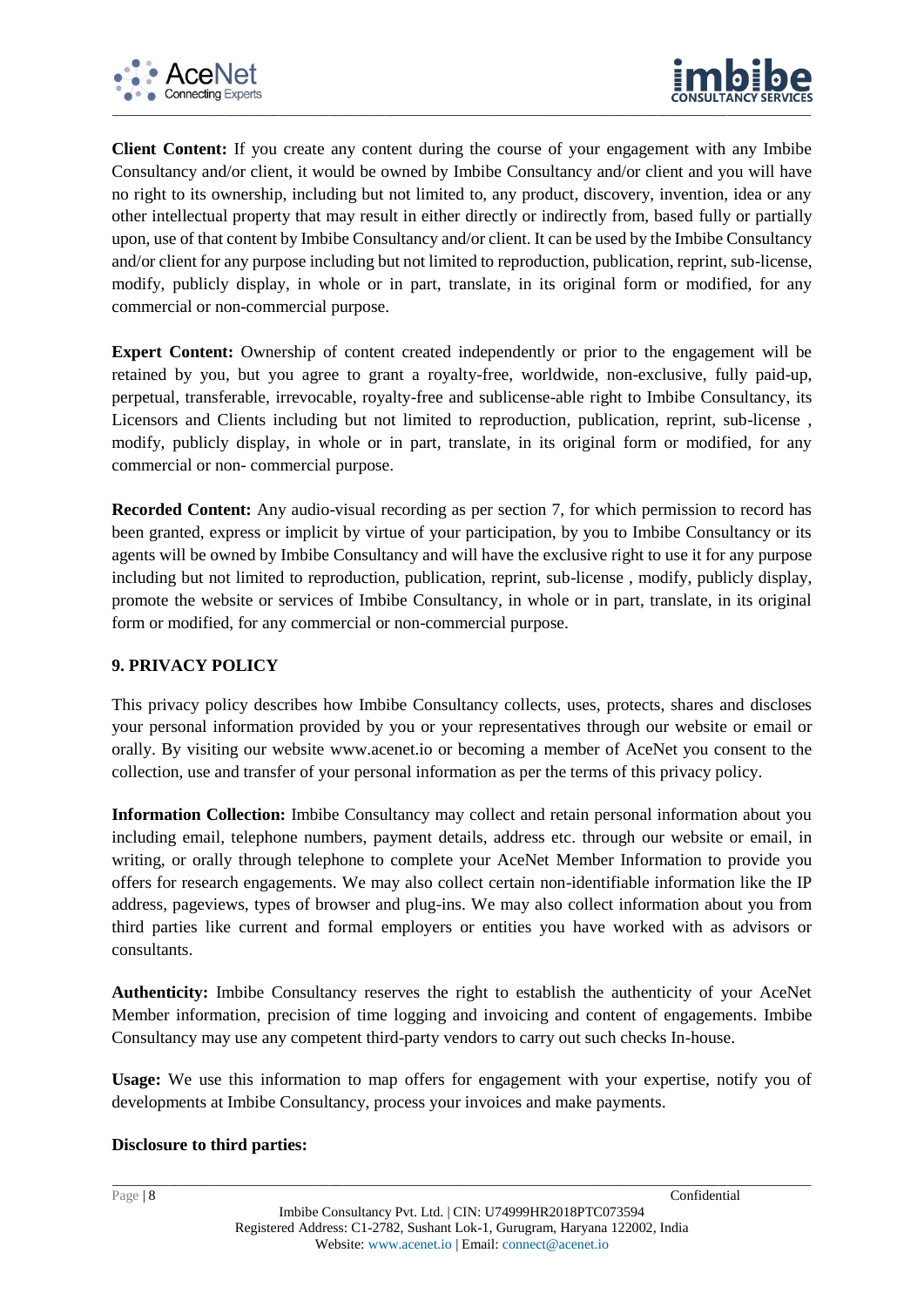**Client Content:** If you create any content during the course of your engagement with any Imbibe Consultancy and/or client, it would be owned by Imbibe Consultancy and/or client and you will have no right to its ownership, including but not limited to, any product, discovery, invention, idea or any other intellectual property that may result in either directly or indirectly from, based fully or partially upon, use of that content by Imbibe Consultancy and/or client. It can be used by the Imbibe Consultancy and/or client for any purpose including but not limited to reproduction, publication, reprint, sub-license, modify, publicly display, in whole or in part, translate, in its original form or modified, for any commercial or non-commercial purpose.

**Expert Content:** Ownership of content created independently or prior to the engagement will be retained by you, but you agree to grant a royalty-free, worldwide, non-exclusive, fully paid-up, perpetual, transferable, irrevocable, royalty-free and sublicense-able right to Imbibe Consultancy, its Licensors and Clients including but not limited to reproduction, publication, reprint, sub-license , modify, publicly display, in whole or in part, translate, in its original form or modified, for any commercial or non- commercial purpose.

**Recorded Content:** Any audio-visual recording as per section 7, for which permission to record has been granted, express or implicit by virtue of your participation, by you to Imbibe Consultancy or its agents will be owned by Imbibe Consultancy and will have the exclusive right to use it for any purpose including but not limited to reproduction, publication, reprint, sub-license , modify, publicly display, promote the website or services of Imbibe Consultancy, in whole or in part, translate, in its original form or modified, for any commercial or non-commercial purpose.

## 9. PRIVACY POLICY

This privacy policy describes how Imbibe Consultancy collects, uses, protects, shares and discloses your personal information provided by you or your representatives through our website or email or orally. By visiting our website www.acenet.io or becoming a member of AceNet you consent to the collection, use and transfer of your personal information as per the terms of this privacy policy.

**Information Collection:** Imbibe Consultancy may collect and retain personal information about you including email, telephone numbers, payment details, address etc. through our website or email, in writing, or orally through telephone to complete your AceNet Member Information to provide you offers for research engagements. We may also collect certain non-identifiable information like the IP address, pageviews, types of browser and plug-ins. We may also collect information about you from third parties like current and formal employers or entities you have worked with as advisors or consultants.

**Authenticity:** Imbibe Consultancy reserves the right to establish the authenticity of your AceNet Member information, precision of time logging and invoicing and content of engagements. Imbibe Consultancy may use any competent third-party vendors to carry out such checks In-house.

**Usage:** We use this information to map offers for engagement with your expertise, notify you of developments at Imbibe Consultancy, process your invoices and make payments.

**Disclosure to third parties:**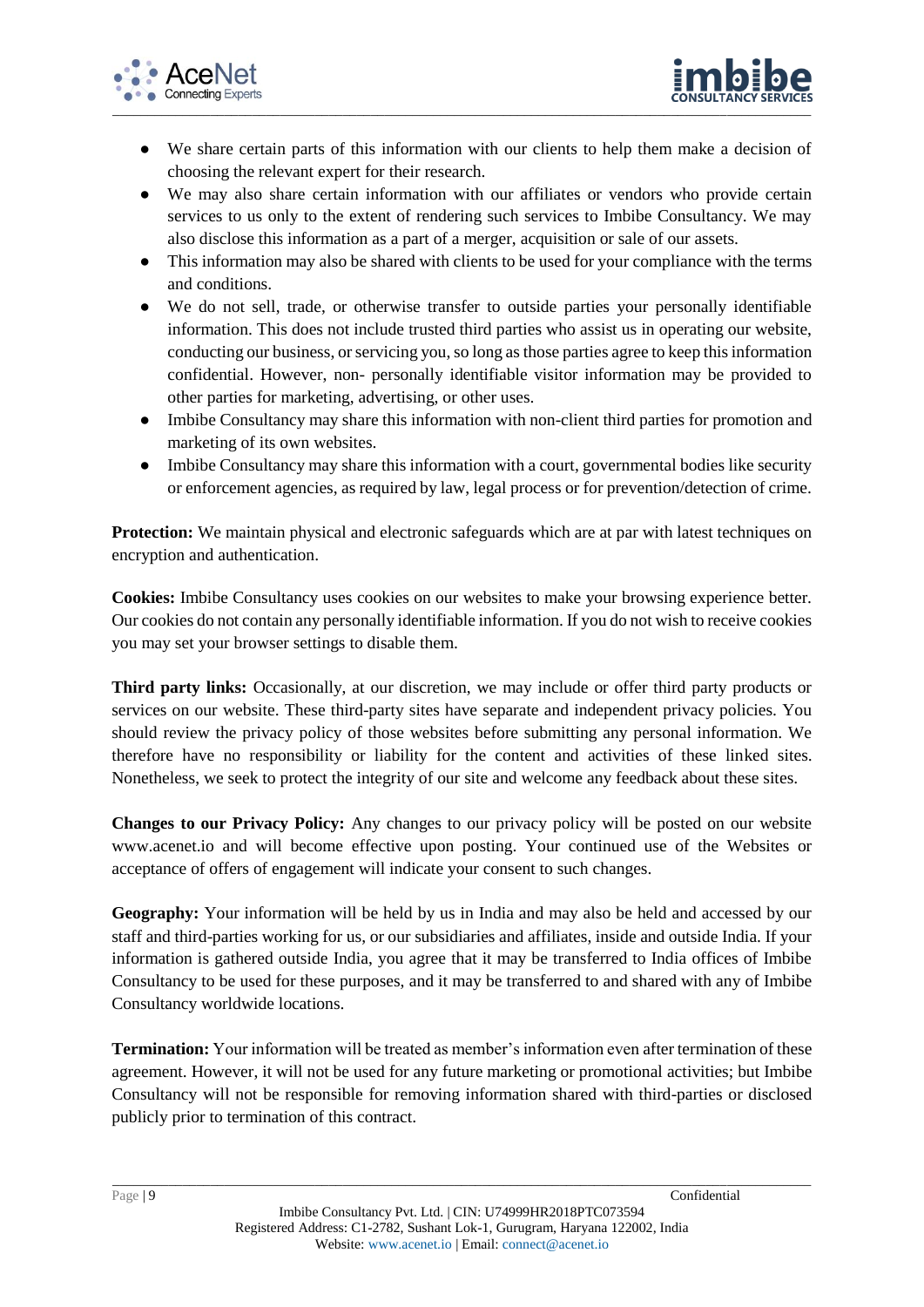- We share certain parts of this information with our clients to help them make a decision of choosing the relevant expert for their research.
- We may also share certain information with our affiliates or vendors who provide certain services to us only to the extent of rendering such services to Imbibe Consultancy. We may also disclose this information as a part of a merger, acquisition or sale of our assets.
- This information may also be shared with clients to be used for your compliance with the terms and conditions.
- We do not sell, trade, or otherwise transfer to outside parties your personally identifiable information. This does not include trusted third parties who assist us in operating our website, conducting our business, or servicing you, so long as those parties agree to keep this information confidential. However, non- personally identifiable visitor information may be provided to other parties for marketing, advertising, or other uses.
- Imbibe Consultancy may share this information with non-client third parties for promotion and marketing of its own websites.
- Imbibe Consultancy may share this information with a court, governmental bodies like security or enforcement agencies, as required by law, legal process or for prevention/detection of crime.

**Protection:** We maintain physical and electronic safeguards which are at par with latest techniques on encryption and authentication.

**Cookies:** Imbibe Consultancy uses cookies on our websites to make your browsing experience better. Our cookies do not contain any personally identifiable information. If you do not wish to receive cookies you may set your browser settings to disable them.

**Third party links:** Occasionally, at our discretion, we may include or offer third party products or services on our website. These third-party sites have separate and independent privacy policies. You should review the privacy policy of those websites before submitting any personal information. We therefore have no responsibility or liability for the content and activities of these linked sites. Nonetheless, we seek to protect the integrity of our site and welcome any feedback about these sites.

**Changes to our Privacy Policy:** Any changes to our privacy policy will be posted on our website www.acenet.io and will become effective upon posting. Your continued use of the Websites or acceptance of offers of engagement will indicate your consent to such changes.

**Geography:** Your information will be held by us in India and may also be held and accessed by our staff and third-parties working for us, or our subsidiaries and affiliates, inside and outside India. If your information is gathered outside India, you agree that it may be transferred to India offices of Imbibe Consultancy to be used for these purposes, and it may be transferred to and shared with any of Imbibe Consultancy worldwide locations.

**Termination:** Your information will be treated as member's information even after termination of these agreement. However, it will not be used for any future marketing or promotional activities; but Imbibe Consultancy will not be responsible for removing information shared with third-parties or disclosed publicly prior to termination of this contract.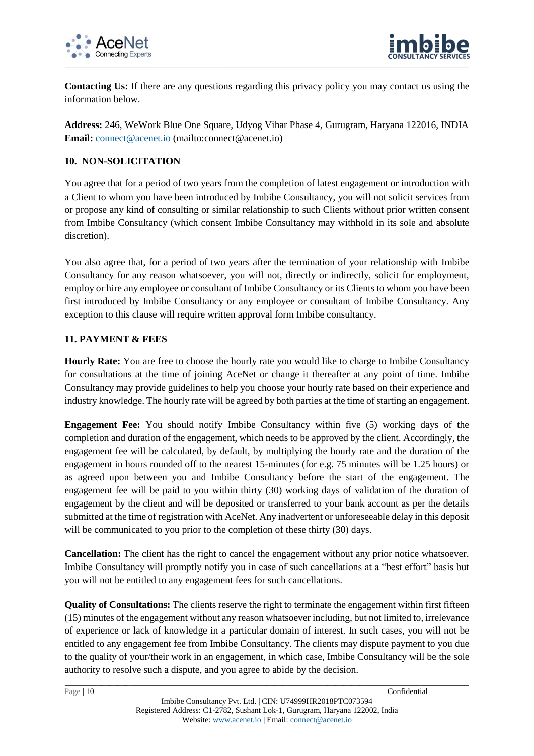**Contacting Us:** If there are any questions regarding this privacy policy you may contact us using the information below.

**Address:** 246, WeWork Blue One Square, Udyog Vihar Phase 4, Gurugram, Haryana 122016, INDIA
**Email:** connect@acenet.io (mailto:connect@acenet.io)

## 10. NON-SOLICITATION

You agree that for a period of two years from the completion of latest engagement or introduction with a Client to whom you have been introduced by Imbibe Consultancy, you will not solicit services from or propose any kind of consulting or similar relationship to such Clients without prior written consent from Imbibe Consultancy (which consent Imbibe Consultancy may withhold in its sole and absolute discretion).

You also agree that, for a period of two years after the termination of your relationship with Imbibe Consultancy for any reason whatsoever, you will not, directly or indirectly, solicit for employment, employ or hire any employee or consultant of Imbibe Consultancy or its Clients to whom you have been first introduced by Imbibe Consultancy or any employee or consultant of Imbibe Consultancy. Any exception to this clause will require written approval form Imbibe consultancy.

## 11. PAYMENT & FEES

**Hourly Rate:** You are free to choose the hourly rate you would like to charge to Imbibe Consultancy for consultations at the time of joining AceNet or change it thereafter at any point of time. Imbibe Consultancy may provide guidelines to help you choose your hourly rate based on their experience and industry knowledge. The hourly rate will be agreed by both parties at the time of starting an engagement.

**Engagement Fee:** You should notify Imbibe Consultancy within five (5) working days of the completion and duration of the engagement, which needs to be approved by the client. Accordingly, the engagement fee will be calculated, by default, by multiplying the hourly rate and the duration of the engagement in hours rounded off to the nearest 15-minutes (for e.g. 75 minutes will be 1.25 hours) or as agreed upon between you and Imbibe Consultancy before the start of the engagement. The engagement fee will be paid to you within thirty (30) working days of validation of the duration of engagement by the client and will be deposited or transferred to your bank account as per the details submitted at the time of registration with AceNet. Any inadvertent or unforeseeable delay in this deposit will be communicated to you prior to the completion of these thirty (30) days.

**Cancellation:** The client has the right to cancel the engagement without any prior notice whatsoever. Imbibe Consultancy will promptly notify you in case of such cancellations at a "best effort" basis but you will not be entitled to any engagement fees for such cancellations.

**Quality of Consultations:** The clients reserve the right to terminate the engagement within first fifteen (15) minutes of the engagement without any reason whatsoever including, but not limited to, irrelevance of experience or lack of knowledge in a particular domain of interest. In such cases, you will not be entitled to any engagement fee from Imbibe Consultancy. The clients may dispute payment to you due to the quality of your/their work in an engagement, in which case, Imbibe Consultancy will be the sole authority to resolve such a dispute, and you agree to abide by the decision.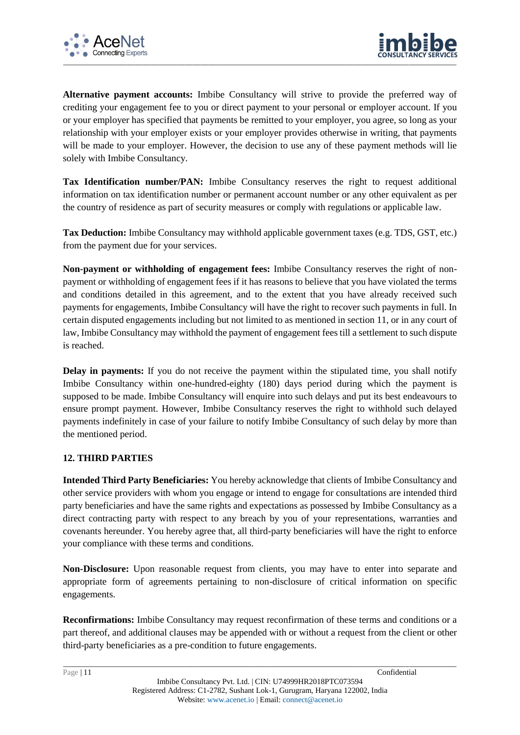**Alternative payment accounts:** Imbibe Consultancy will strive to provide the preferred way of crediting your engagement fee to you or direct payment to your personal or employer account. If you or your employer has specified that payments be remitted to your employer, you agree, so long as your relationship with your employer exists or your employer provides otherwise in writing, that payments will be made to your employer. However, the decision to use any of these payment methods will lie solely with Imbibe Consultancy.

**Tax Identification number/PAN:** Imbibe Consultancy reserves the right to request additional information on tax identification number or permanent account number or any other equivalent as per the country of residence as part of security measures or comply with regulations or applicable law.

**Tax Deduction:** Imbibe Consultancy may withhold applicable government taxes (e.g. TDS, GST, etc.) from the payment due for your services.

**Non-payment or withholding of engagement fees:** Imbibe Consultancy reserves the right of non-payment or withholding of engagement fees if it has reasons to believe that you have violated the terms and conditions detailed in this agreement, and to the extent that you have already received such payments for engagements, Imbibe Consultancy will have the right to recover such payments in full. In certain disputed engagements including but not limited to as mentioned in section 11, or in any court of law, Imbibe Consultancy may withhold the payment of engagement fees till a settlement to such dispute is reached.

**Delay in payments:** If you do not receive the payment within the stipulated time, you shall notify Imbibe Consultancy within one-hundred-eighty (180) days period during which the payment is supposed to be made. Imbibe Consultancy will enquire into such delays and put its best endeavours to ensure prompt payment. However, Imbibe Consultancy reserves the right to withhold such delayed payments indefinitely in case of your failure to notify Imbibe Consultancy of such delay by more than the mentioned period.

## 12. THIRD PARTIES

**Intended Third Party Beneficiaries:** You hereby acknowledge that clients of Imbibe Consultancy and other service providers with whom you engage or intend to engage for consultations are intended third party beneficiaries and have the same rights and expectations as possessed by Imbibe Consultancy as a direct contracting party with respect to any breach by you of your representations, warranties and covenants hereunder. You hereby agree that, all third-party beneficiaries will have the right to enforce your compliance with these terms and conditions.

**Non-Disclosure:** Upon reasonable request from clients, you may have to enter into separate and appropriate form of agreements pertaining to non-disclosure of critical information on specific engagements.

**Reconfirmations:** Imbibe Consultancy may request reconfirmation of these terms and conditions or a part thereof, and additional clauses may be appended with or without a request from the client or other third-party beneficiaries as a pre-condition to future engagements.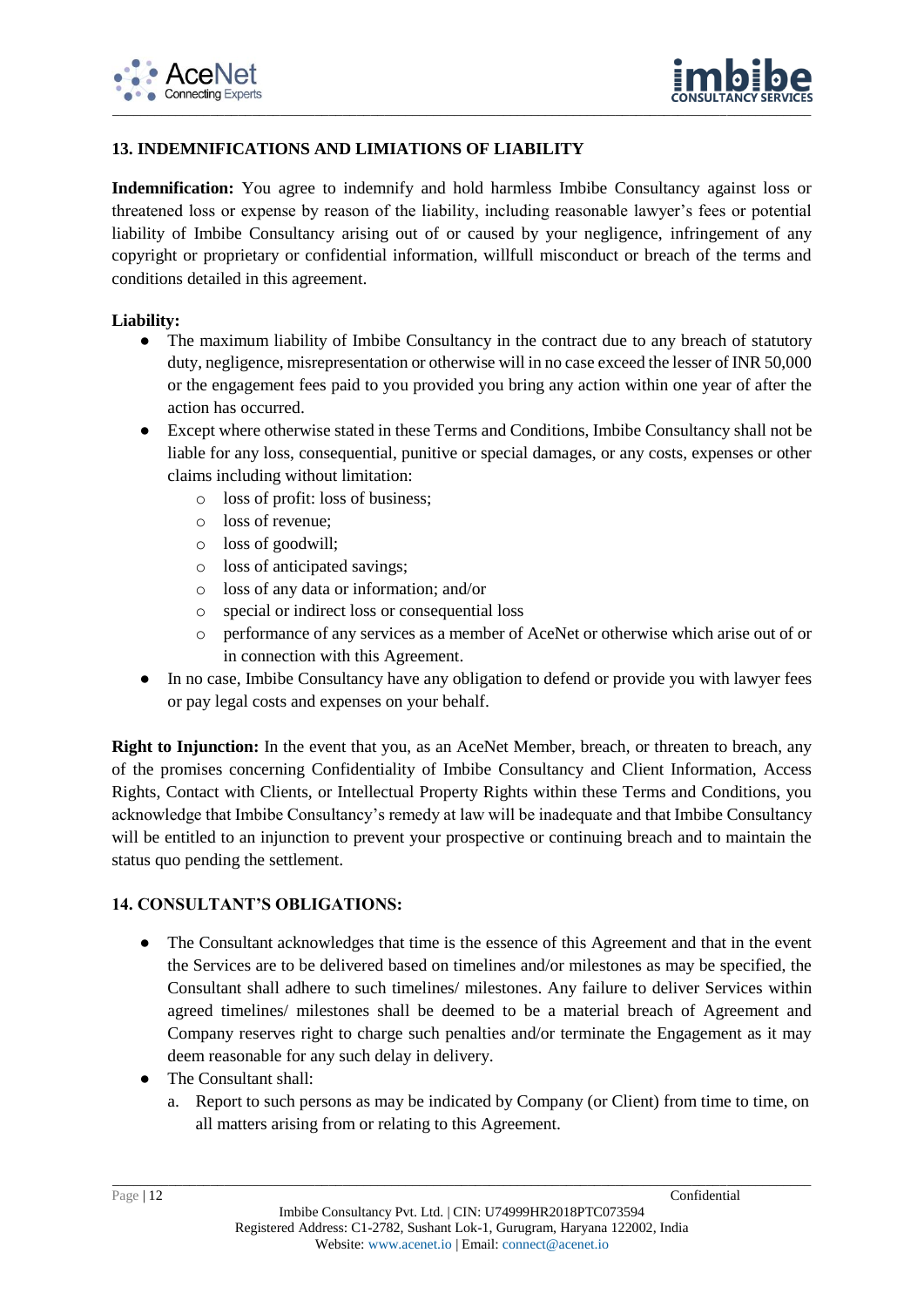## 13. INDEMNIFICATIONS AND LIMIATIONS OF LIABILITY

**Indemnification:** You agree to indemnify and hold harmless Imbibe Consultancy against loss or threatened loss or expense by reason of the liability, including reasonable lawyer's fees or potential liability of Imbibe Consultancy arising out of or caused by your negligence, infringement of any copyright or proprietary or confidential information, willfull misconduct or breach of the terms and conditions detailed in this agreement.

**Liability:**

- The maximum liability of Imbibe Consultancy in the contract due to any breach of statutory duty, negligence, misrepresentation or otherwise will in no case exceed the lesser of INR 50,000 or the engagement fees paid to you provided you bring any action within one year of after the action has occurred.
- Except where otherwise stated in these Terms and Conditions, Imbibe Consultancy shall not be liable for any loss, consequential, punitive or special damages, or any costs, expenses or other claims including without limitation:
  - loss of profit: loss of business;
  - loss of revenue;
  - loss of goodwill;
  - loss of anticipated savings;
  - loss of any data or information; and/or
  - special or indirect loss or consequential loss
  - performance of any services as a member of AceNet or otherwise which arise out of or in connection with this Agreement.
- In no case, Imbibe Consultancy have any obligation to defend or provide you with lawyer fees or pay legal costs and expenses on your behalf.

**Right to Injunction:** In the event that you, as an AceNet Member, breach, or threaten to breach, any of the promises concerning Confidentiality of Imbibe Consultancy and Client Information, Access Rights, Contact with Clients, or Intellectual Property Rights within these Terms and Conditions, you acknowledge that Imbibe Consultancy's remedy at law will be inadequate and that Imbibe Consultancy will be entitled to an injunction to prevent your prospective or continuing breach and to maintain the status quo pending the settlement.

## 14. CONSULTANT'S OBLIGATIONS:

- The Consultant acknowledges that time is the essence of this Agreement and that in the event the Services are to be delivered based on timelines and/or milestones as may be specified, the Consultant shall adhere to such timelines/ milestones. Any failure to deliver Services within agreed timelines/ milestones shall be deemed to be a material breach of Agreement and Company reserves right to charge such penalties and/or terminate the Engagement as it may deem reasonable for any such delay in delivery.
- The Consultant shall:
  a. Report to such persons as may be indicated by Company (or Client) from time to time, on all matters arising from or relating to this Agreement.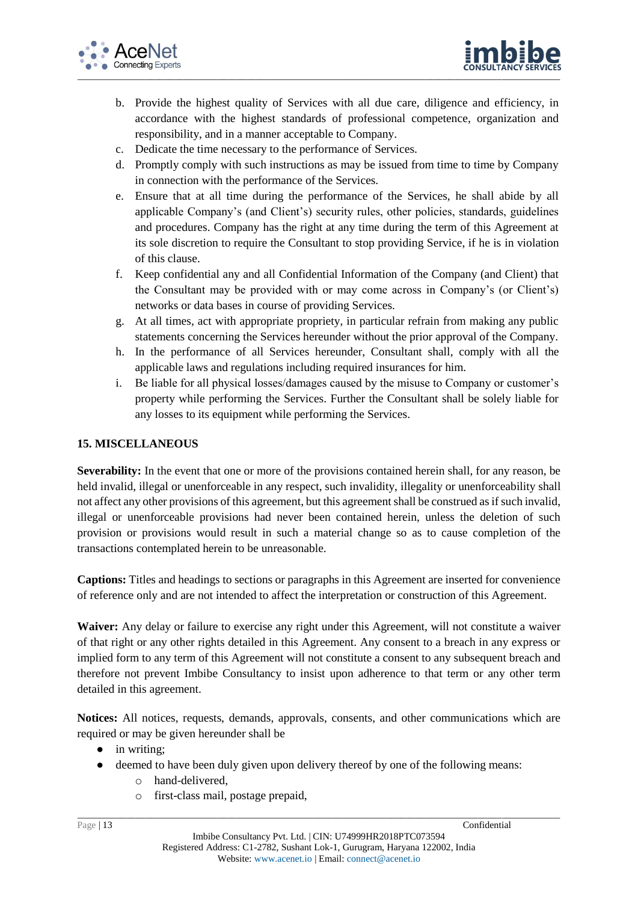b. Provide the highest quality of Services with all due care, diligence and efficiency, in accordance with the highest standards of professional competence, organization and responsibility, and in a manner acceptable to Company.
c. Dedicate the time necessary to the performance of Services.
d. Promptly comply with such instructions as may be issued from time to time by Company in connection with the performance of the Services.
e. Ensure that at all time during the performance of the Services, he shall abide by all applicable Company's (and Client's) security rules, other policies, standards, guidelines and procedures. Company has the right at any time during the term of this Agreement at its sole discretion to require the Consultant to stop providing Service, if he is in violation of this clause.
f. Keep confidential any and all Confidential Information of the Company (and Client) that the Consultant may be provided with or may come across in Company's (or Client's) networks or data bases in course of providing Services.
g. At all times, act with appropriate propriety, in particular refrain from making any public statements concerning the Services hereunder without the prior approval of the Company.
h. In the performance of all Services hereunder, Consultant shall, comply with all the applicable laws and regulations including required insurances for him.
i. Be liable for all physical losses/damages caused by the misuse to Company or customer's property while performing the Services. Further the Consultant shall be solely liable for any losses to its equipment while performing the Services.

**15. MISCELLANEOUS**

**Severability:** In the event that one or more of the provisions contained herein shall, for any reason, be held invalid, illegal or unenforceable in any respect, such invalidity, illegality or unenforceability shall not affect any other provisions of this agreement, but this agreement shall be construed as if such invalid, illegal or unenforceable provisions had never been contained herein, unless the deletion of such provision or provisions would result in such a material change so as to cause completion of the transactions contemplated herein to be unreasonable.

**Captions:** Titles and headings to sections or paragraphs in this Agreement are inserted for convenience of reference only and are not intended to affect the interpretation or construction of this Agreement.

**Waiver:** Any delay or failure to exercise any right under this Agreement, will not constitute a waiver of that right or any other rights detailed in this Agreement. Any consent to a breach in any express or implied form to any term of this Agreement will not constitute a consent to any subsequent breach and therefore not prevent Imbibe Consultancy to insist upon adherence to that term or any other term detailed in this agreement.

**Notices:** All notices, requests, demands, approvals, consents, and other communications which are required or may be given hereunder shall be

- in writing;
- deemed to have been duly given upon delivery thereof by one of the following means:
  - hand-delivered,
  - first-class mail, postage prepaid,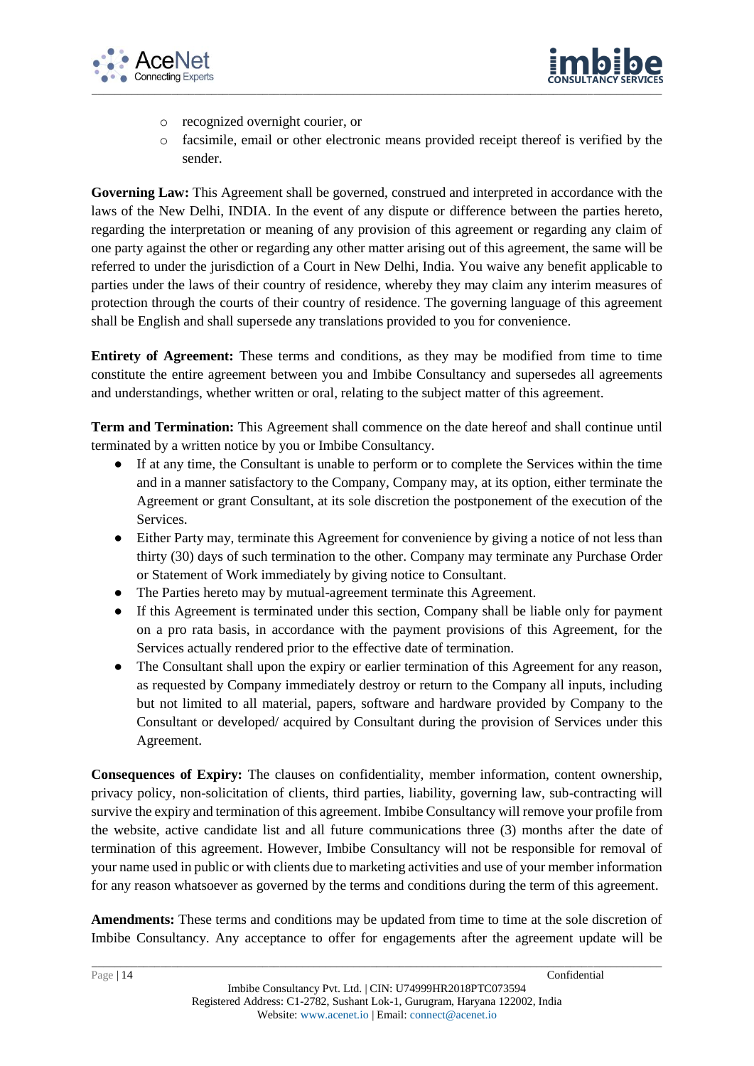- recognized overnight courier, or
  - facsimile, email or other electronic means provided receipt thereof is verified by the sender.

**Governing Law:** This Agreement shall be governed, construed and interpreted in accordance with the laws of the New Delhi, INDIA. In the event of any dispute or difference between the parties hereto, regarding the interpretation or meaning of any provision of this agreement or regarding any claim of one party against the other or regarding any other matter arising out of this agreement, the same will be referred to under the jurisdiction of a Court in New Delhi, India. You waive any benefit applicable to parties under the laws of their country of residence, whereby they may claim any interim measures of protection through the courts of their country of residence. The governing language of this agreement shall be English and shall supersede any translations provided to you for convenience.

**Entirety of Agreement:** These terms and conditions, as they may be modified from time to time constitute the entire agreement between you and Imbibe Consultancy and supersedes all agreements and understandings, whether written or oral, relating to the subject matter of this agreement.

**Term and Termination:** This Agreement shall commence on the date hereof and shall continue until terminated by a written notice by you or Imbibe Consultancy.

- If at any time, the Consultant is unable to perform or to complete the Services within the time and in a manner satisfactory to the Company, Company may, at its option, either terminate the Agreement or grant Consultant, at its sole discretion the postponement of the execution of the Services.
- Either Party may, terminate this Agreement for convenience by giving a notice of not less than thirty (30) days of such termination to the other. Company may terminate any Purchase Order or Statement of Work immediately by giving notice to Consultant.
- The Parties hereto may by mutual-agreement terminate this Agreement.
- If this Agreement is terminated under this section, Company shall be liable only for payment on a pro rata basis, in accordance with the payment provisions of this Agreement, for the Services actually rendered prior to the effective date of termination.
- The Consultant shall upon the expiry or earlier termination of this Agreement for any reason, as requested by Company immediately destroy or return to the Company all inputs, including but not limited to all material, papers, software and hardware provided by Company to the Consultant or developed/ acquired by Consultant during the provision of Services under this Agreement.

**Consequences of Expiry:** The clauses on confidentiality, member information, content ownership, privacy policy, non-solicitation of clients, third parties, liability, governing law, sub-contracting will survive the expiry and termination of this agreement. Imbibe Consultancy will remove your profile from the website, active candidate list and all future communications three (3) months after the date of termination of this agreement. However, Imbibe Consultancy will not be responsible for removal of your name used in public or with clients due to marketing activities and use of your member information for any reason whatsoever as governed by the terms and conditions during the term of this agreement.

**Amendments:** These terms and conditions may be updated from time to time at the sole discretion of Imbibe Consultancy. Any acceptance to offer for engagements after the agreement update will be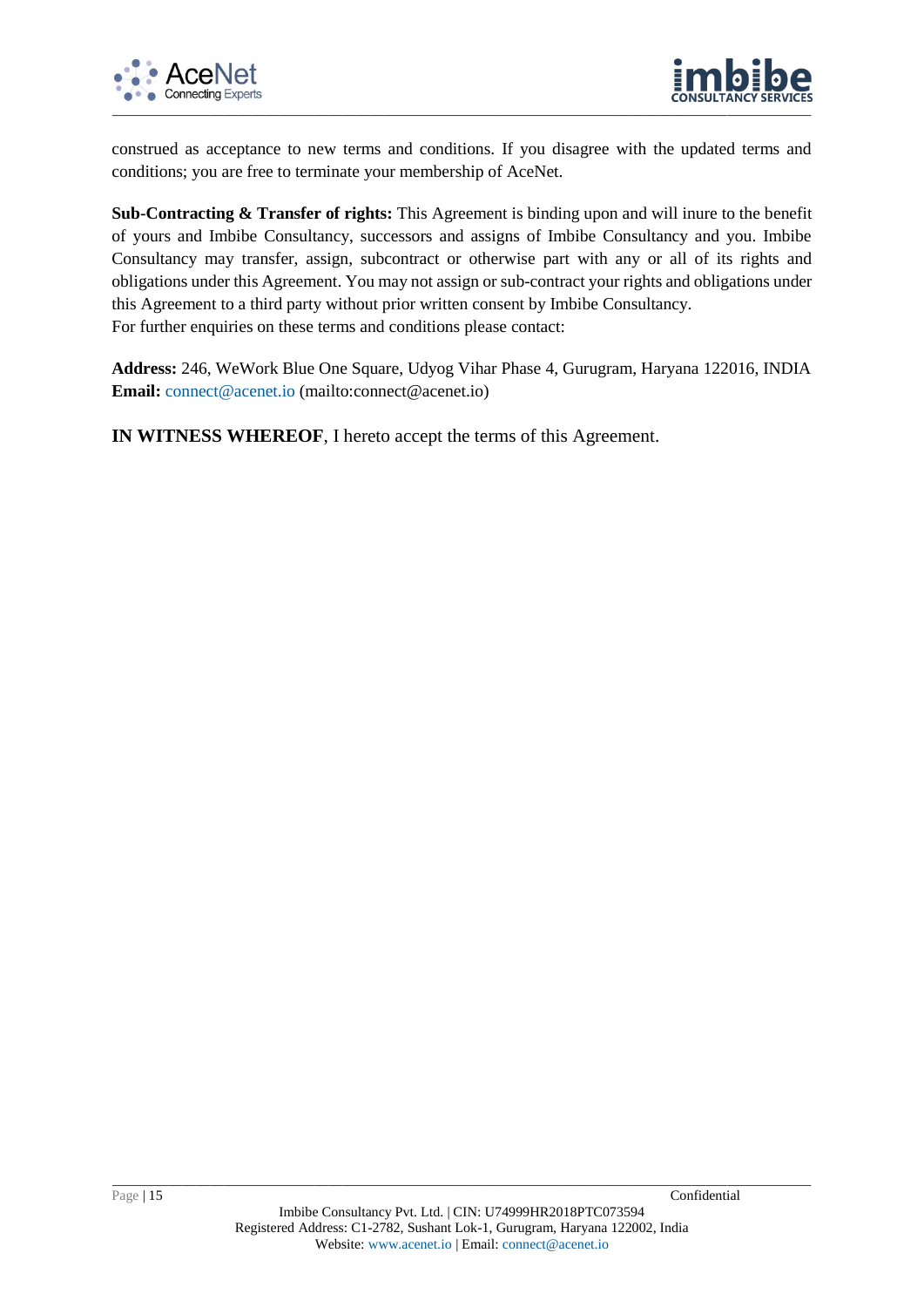construed as acceptance to new terms and conditions. If you disagree with the updated terms and conditions; you are free to terminate your membership of AceNet.

**Sub-Contracting & Transfer of rights:** This Agreement is binding upon and will inure to the benefit of yours and Imbibe Consultancy, successors and assigns of Imbibe Consultancy and you. Imbibe Consultancy may transfer, assign, subcontract or otherwise part with any or all of its rights and obligations under this Agreement. You may not assign or sub-contract your rights and obligations under this Agreement to a third party without prior written consent by Imbibe Consultancy.
For further enquiries on these terms and conditions please contact:

**Address:** 246, WeWork Blue One Square, Udyog Vihar Phase 4, Gurugram, Haryana 122016, INDIA
**Email:** connect@acenet.io (mailto:connect@acenet.io)

**IN WITNESS WHEREOF**, I hereto accept the terms of this Agreement.